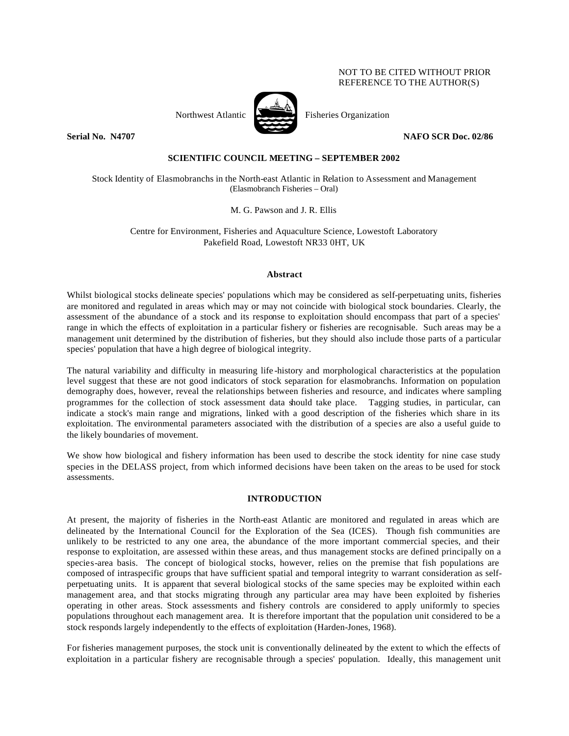NOT TO BE CITED WITHOUT PRIOR REFERENCE TO THE AUTHOR(S)

Northwest Atlantic Fisheries Organization

**Serial No. N4707** **NAFO SCR Doc. 02/86**

**SCIENTIFIC COUNCIL MEETING – SEPTEMBER 2002**

Stock Identity of Elasmobranchs in the North-east Atlantic in Relation to Assessment and Management
(Elasmobranch Fisheries – Oral)

M. G. Pawson and J. R. Ellis

Centre for Environment, Fisheries and Aquaculture Science, Lowestoft Laboratory
Pakefield Road, Lowestoft NR33 0HT, UK

## Abstract

Whilst biological stocks delineate species' populations which may be considered as self-perpetuating units, fisheries are monitored and regulated in areas which may or may not coincide with biological stock boundaries. Clearly, the assessment of the abundance of a stock and its response to exploitation should encompass that part of a species' range in which the effects of exploitation in a particular fishery or fisheries are recognisable. Such areas may be a management unit determined by the distribution of fisheries, but they should also include those parts of a particular species' population that have a high degree of biological integrity.

The natural variability and difficulty in measuring life-history and morphological characteristics at the population level suggest that these are not good indicators of stock separation for elasmobranchs. Information on population demography does, however, reveal the relationships between fisheries and resource, and indicates where sampling programmes for the collection of stock assessment data should take place. Tagging studies, in particular, can indicate a stock's main range and migrations, linked with a good description of the fisheries which share in its exploitation. The environmental parameters associated with the distribution of a species are also a useful guide to the likely boundaries of movement.

We show how biological and fishery information has been used to describe the stock identity for nine case study species in the DELASS project, from which informed decisions have been taken on the areas to be used for stock assessments.

## INTRODUCTION

At present, the majority of fisheries in the North-east Atlantic are monitored and regulated in areas which are delineated by the International Council for the Exploration of the Sea (ICES). Though fish communities are unlikely to be restricted to any one area, the abundance of the more important commercial species, and their response to exploitation, are assessed within these areas, and thus management stocks are defined principally on a species-area basis. The concept of biological stocks, however, relies on the premise that fish populations are composed of intraspecific groups that have sufficient spatial and temporal integrity to warrant consideration as self-perpetuating units. It is apparent that several biological stocks of the same species may be exploited within each management area, and that stocks migrating through any particular area may have been exploited by fisheries operating in other areas. Stock assessments and fishery controls are considered to apply uniformly to species populations throughout each management area. It is therefore important that the population unit considered to be a stock responds largely independently to the effects of exploitation (Harden-Jones, 1968).

For fisheries management purposes, the stock unit is conventionally delineated by the extent to which the effects of exploitation in a particular fishery are recognisable through a species' population. Ideally, this management unit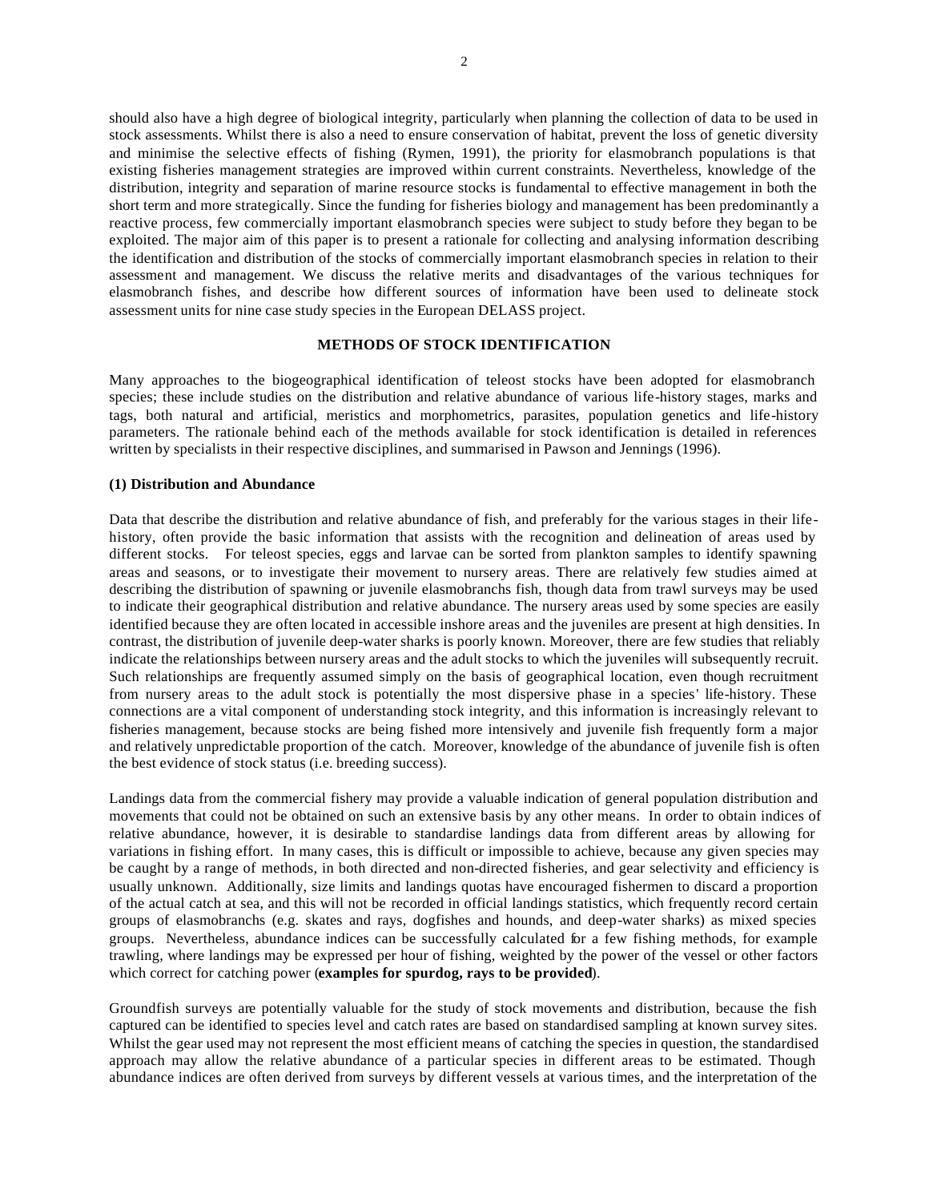should also have a high degree of biological integrity, particularly when planning the collection of data to be used in stock assessments. Whilst there is also a need to ensure conservation of habitat, prevent the loss of genetic diversity and minimise the selective effects of fishing (Rymen, 1991), the priority for elasmobranch populations is that existing fisheries management strategies are improved within current constraints. Nevertheless, knowledge of the distribution, integrity and separation of marine resource stocks is fundamental to effective management in both the short term and more strategically. Since the funding for fisheries biology and management has been predominantly a reactive process, few commercially important elasmobranch species were subject to study before they began to be exploited. The major aim of this paper is to present a rationale for collecting and analysing information describing the identification and distribution of the stocks of commercially important elasmobranch species in relation to their assessment and management. We discuss the relative merits and disadvantages of the various techniques for elasmobranch fishes, and describe how different sources of information have been used to delineate stock assessment units for nine case study species in the European DELASS project.

## METHODS OF STOCK IDENTIFICATION

Many approaches to the biogeographical identification of teleost stocks have been adopted for elasmobranch species; these include studies on the distribution and relative abundance of various life-history stages, marks and tags, both natural and artificial, meristics and morphometrics, parasites, population genetics and life-history parameters. The rationale behind each of the methods available for stock identification is detailed in references written by specialists in their respective disciplines, and summarised in Pawson and Jennings (1996).

### (1) Distribution and Abundance

Data that describe the distribution and relative abundance of fish, and preferably for the various stages in their life-history, often provide the basic information that assists with the recognition and delineation of areas used by different stocks. For teleost species, eggs and larvae can be sorted from plankton samples to identify spawning areas and seasons, or to investigate their movement to nursery areas. There are relatively few studies aimed at describing the distribution of spawning or juvenile elasmobranchs fish, though data from trawl surveys may be used to indicate their geographical distribution and relative abundance. The nursery areas used by some species are easily identified because they are often located in accessible inshore areas and the juveniles are present at high densities. In contrast, the distribution of juvenile deep-water sharks is poorly known. Moreover, there are few studies that reliably indicate the relationships between nursery areas and the adult stocks to which the juveniles will subsequently recruit. Such relationships are frequently assumed simply on the basis of geographical location, even though recruitment from nursery areas to the adult stock is potentially the most dispersive phase in a species' life-history. These connections are a vital component of understanding stock integrity, and this information is increasingly relevant to fisheries management, because stocks are being fished more intensively and juvenile fish frequently form a major and relatively unpredictable proportion of the catch. Moreover, knowledge of the abundance of juvenile fish is often the best evidence of stock status (i.e. breeding success).

Landings data from the commercial fishery may provide a valuable indication of general population distribution and movements that could not be obtained on such an extensive basis by any other means. In order to obtain indices of relative abundance, however, it is desirable to standardise landings data from different areas by allowing for variations in fishing effort. In many cases, this is difficult or impossible to achieve, because any given species may be caught by a range of methods, in both directed and non-directed fisheries, and gear selectivity and efficiency is usually unknown. Additionally, size limits and landings quotas have encouraged fishermen to discard a proportion of the actual catch at sea, and this will not be recorded in official landings statistics, which frequently record certain groups of elasmobranchs (e.g. skates and rays, dogfishes and hounds, and deep-water sharks) as mixed species groups. Nevertheless, abundance indices can be successfully calculated for a few fishing methods, for example trawling, where landings may be expressed per hour of fishing, weighted by the power of the vessel or other factors which correct for catching power (**examples for spurdog, rays to be provided**).

Groundfish surveys are potentially valuable for the study of stock movements and distribution, because the fish captured can be identified to species level and catch rates are based on standardised sampling at known survey sites. Whilst the gear used may not represent the most efficient means of catching the species in question, the standardised approach may allow the relative abundance of a particular species in different areas to be estimated. Though abundance indices are often derived from surveys by different vessels at various times, and the interpretation of the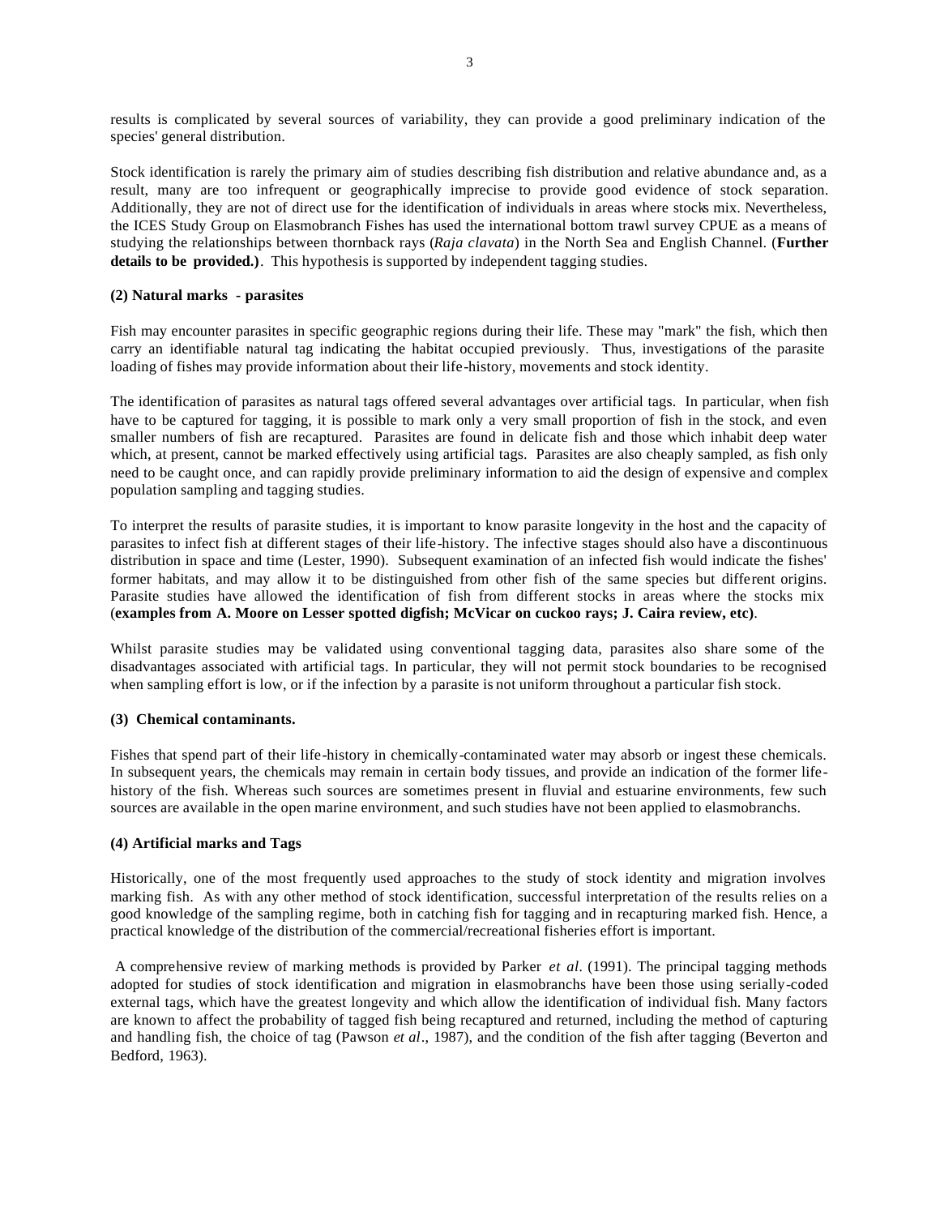results is complicated by several sources of variability, they can provide a good preliminary indication of the species' general distribution.

Stock identification is rarely the primary aim of studies describing fish distribution and relative abundance and, as a result, many are too infrequent or geographically imprecise to provide good evidence of stock separation. Additionally, they are not of direct use for the identification of individuals in areas where stocks mix. Nevertheless, the ICES Study Group on Elasmobranch Fishes has used the international bottom trawl survey CPUE as a means of studying the relationships between thornback rays (*Raja clavata*) in the North Sea and English Channel. (**Further details to be provided.)**. This hypothesis is supported by independent tagging studies.

**(2) Natural marks - parasites**

Fish may encounter parasites in specific geographic regions during their life. These may "mark" the fish, which then carry an identifiable natural tag indicating the habitat occupied previously. Thus, investigations of the parasite loading of fishes may provide information about their life-history, movements and stock identity.

The identification of parasites as natural tags offered several advantages over artificial tags. In particular, when fish have to be captured for tagging, it is possible to mark only a very small proportion of fish in the stock, and even smaller numbers of fish are recaptured. Parasites are found in delicate fish and those which inhabit deep water which, at present, cannot be marked effectively using artificial tags. Parasites are also cheaply sampled, as fish only need to be caught once, and can rapidly provide preliminary information to aid the design of expensive and complex population sampling and tagging studies.

To interpret the results of parasite studies, it is important to know parasite longevity in the host and the capacity of parasites to infect fish at different stages of their life-history. The infective stages should also have a discontinuous distribution in space and time (Lester, 1990). Subsequent examination of an infected fish would indicate the fishes' former habitats, and may allow it to be distinguished from other fish of the same species but different origins. Parasite studies have allowed the identification of fish from different stocks in areas where the stocks mix (**examples from A. Moore on Lesser spotted digfish; McVicar on cuckoo rays; J. Caira review, etc)**.

Whilst parasite studies may be validated using conventional tagging data, parasites also share some of the disadvantages associated with artificial tags. In particular, they will not permit stock boundaries to be recognised when sampling effort is low, or if the infection by a parasite is not uniform throughout a particular fish stock.

**(3) Chemical contaminants.**

Fishes that spend part of their life-history in chemically-contaminated water may absorb or ingest these chemicals. In subsequent years, the chemicals may remain in certain body tissues, and provide an indication of the former life-history of the fish. Whereas such sources are sometimes present in fluvial and estuarine environments, few such sources are available in the open marine environment, and such studies have not been applied to elasmobranchs.

**(4) Artificial marks and Tags**

Historically, one of the most frequently used approaches to the study of stock identity and migration involves marking fish. As with any other method of stock identification, successful interpretation of the results relies on a good knowledge of the sampling regime, both in catching fish for tagging and in recapturing marked fish. Hence, a practical knowledge of the distribution of the commercial/recreational fisheries effort is important.

A comprehensive review of marking methods is provided by Parker *et al*. (1991). The principal tagging methods adopted for studies of stock identification and migration in elasmobranchs have been those using serially-coded external tags, which have the greatest longevity and which allow the identification of individual fish. Many factors are known to affect the probability of tagged fish being recaptured and returned, including the method of capturing and handling fish, the choice of tag (Pawson *et al*., 1987), and the condition of the fish after tagging (Beverton and Bedford, 1963).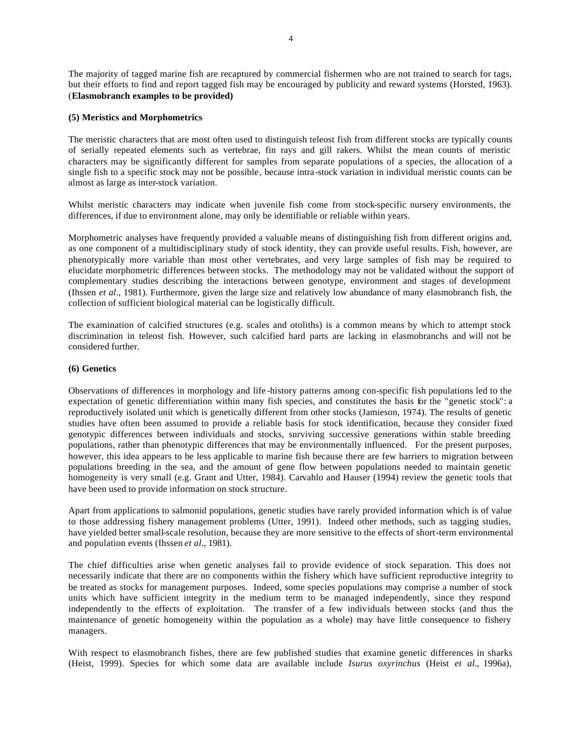The majority of tagged marine fish are recaptured by commercial fishermen who are not trained to search for tags, but their efforts to find and report tagged fish may be encouraged by publicity and reward systems (Horsted, 1963). (**Elasmobranch examples to be provided)**

**(5) Meristics and Morphometrics**

The meristic characters that are most often used to distinguish teleost fish from different stocks are typically counts of serially repeated elements such as vertebrae, fin rays and gill rakers. Whilst the mean counts of meristic characters may be significantly different for samples from separate populations of a species, the allocation of a single fish to a specific stock may not be possible, because intra-stock variation in individual meristic counts can be almost as large as inter-stock variation.

Whilst meristic characters may indicate when juvenile fish come from stock-specific nursery environments, the differences, if due to environment alone, may only be identifiable or reliable within years.

Morphometric analyses have frequently provided a valuable means of distinguishing fish from different origins and, as one component of a multidisciplinary study of stock identity, they can provide useful results. Fish, however, are phenotypically more variable than most other vertebrates, and very large samples of fish may be required to elucidate morphometric differences between stocks. The methodology may not be validated without the support of complementary studies describing the interactions between genotype, environment and stages of development (Ihssen *et al*., 1981). Furthermore, given the large size and relatively low abundance of many elasmobranch fish, the collection of sufficient biological material can be logistically difficult.

The examination of calcified structures (e.g. scales and otoliths) is a common means by which to attempt stock discrimination in teleost fish. However, such calcified hard parts are lacking in elasmobranchs and will not be considered further.

**(6) Genetics**

Observations of differences in morphology and life-history patterns among con-specific fish populations led to the expectation of genetic differentiation within many fish species, and constitutes the basis for the "genetic stock": a reproductively isolated unit which is genetically different from other stocks (Jamieson, 1974). The results of genetic studies have often been assumed to provide a reliable basis for stock identification, because they consider fixed genotypic differences between individuals and stocks, surviving successive generations within stable breeding populations, rather than phenotypic differences that may be environmentally influenced. For the present purposes, however, this idea appears to be less applicable to marine fish because there are few barriers to migration between populations breeding in the sea, and the amount of gene flow between populations needed to maintain genetic homogeneity is very small (e.g. Grant and Utter, 1984). Carvahlo and Hauser (1994) review the genetic tools that have been used to provide information on stock structure.

Apart from applications to salmonid populations, genetic studies have rarely provided information which is of value to those addressing fishery management problems (Utter, 1991). Indeed other methods, such as tagging studies, have yielded better small-scale resolution, because they are more sensitive to the effects of short-term environmental and population events (Ihssen *et al*., 1981).

The chief difficulties arise when genetic analyses fail to provide evidence of stock separation. This does not necessarily indicate that there are no components within the fishery which have sufficient reproductive integrity to be treated as stocks for management purposes. Indeed, some species populations may comprise a number of stock units which have sufficient integrity in the medium term to be managed independently, since they respond independently to the effects of exploitation. The transfer of a few individuals between stocks (and thus the maintenance of genetic homogeneity within the population as a whole) may have little consequence to fishery managers.

With respect to elasmobranch fishes, there are few published studies that examine genetic differences in sharks (Heist, 1999). Species for which some data are available include *Isurus oxyrinchus* (Heist *et al*., 1996a),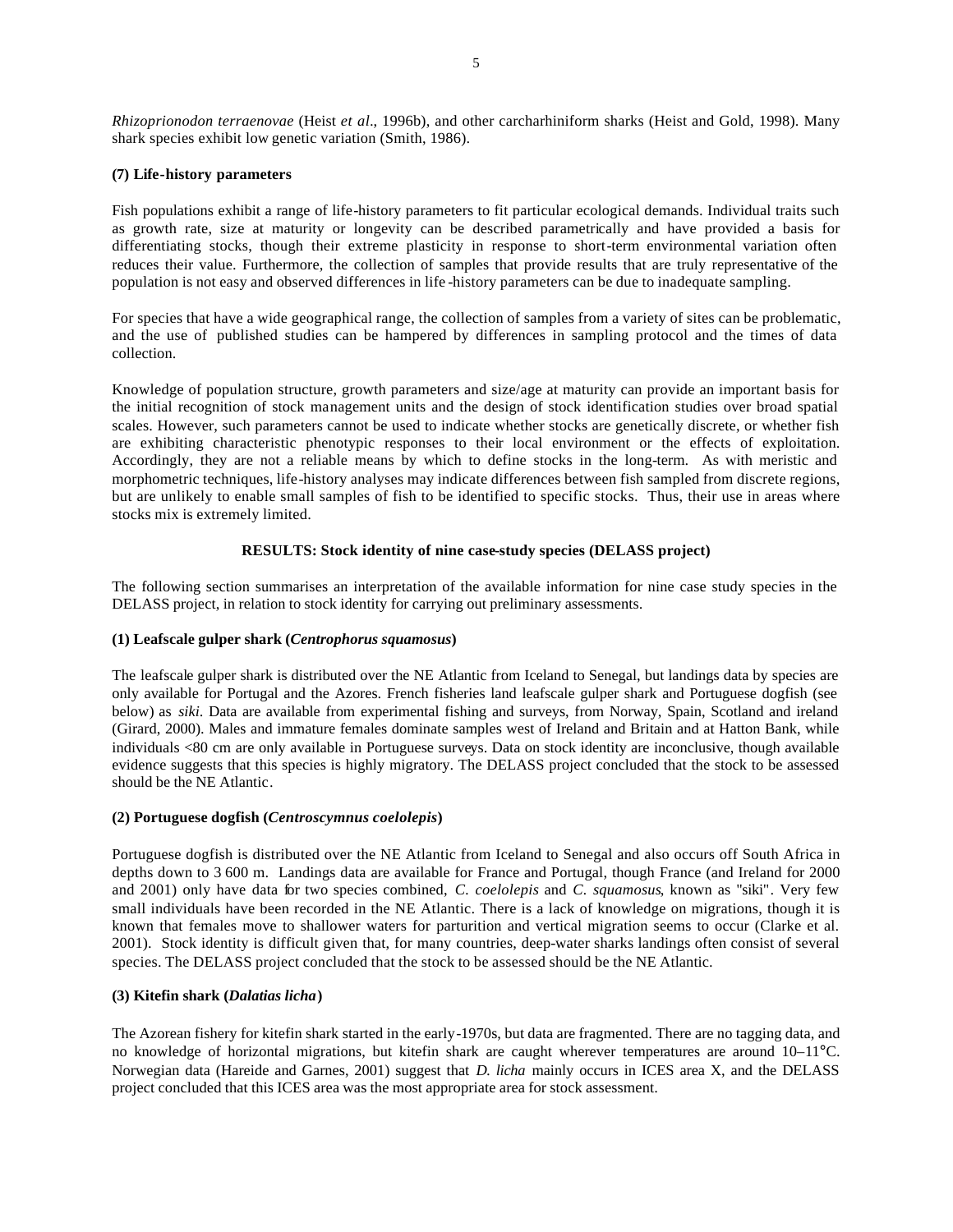*Rhizoprionodon terraenovae* (Heist *et al*., 1996b), and other carcharhiniform sharks (Heist and Gold, 1998). Many shark species exhibit low genetic variation (Smith, 1986).

**(7) Life-history parameters**

Fish populations exhibit a range of life-history parameters to fit particular ecological demands. Individual traits such as growth rate, size at maturity or longevity can be described parametrically and have provided a basis for differentiating stocks, though their extreme plasticity in response to short-term environmental variation often reduces their value. Furthermore, the collection of samples that provide results that are truly representative of the population is not easy and observed differences in life-history parameters can be due to inadequate sampling.

For species that have a wide geographical range, the collection of samples from a variety of sites can be problematic, and the use of published studies can be hampered by differences in sampling protocol and the times of data collection.

Knowledge of population structure, growth parameters and size/age at maturity can provide an important basis for the initial recognition of stock management units and the design of stock identification studies over broad spatial scales. However, such parameters cannot be used to indicate whether stocks are genetically discrete, or whether fish are exhibiting characteristic phenotypic responses to their local environment or the effects of exploitation. Accordingly, they are not a reliable means by which to define stocks in the long-term. As with meristic and morphometric techniques, life-history analyses may indicate differences between fish sampled from discrete regions, but are unlikely to enable small samples of fish to be identified to specific stocks. Thus, their use in areas where stocks mix is extremely limited.

## RESULTS: Stock identity of nine case-study species (DELASS project)

The following section summarises an interpretation of the available information for nine case study species in the DELASS project, in relation to stock identity for carrying out preliminary assessments.

**(1) Leafscale gulper shark (*Centrophorus squamosus*)**

The leafscale gulper shark is distributed over the NE Atlantic from Iceland to Senegal, but landings data by species are only available for Portugal and the Azores. French fisheries land leafscale gulper shark and Portuguese dogfish (see below) as *siki*. Data are available from experimental fishing and surveys, from Norway, Spain, Scotland and ireland (Girard, 2000). Males and immature females dominate samples west of Ireland and Britain and at Hatton Bank, while individuals <80 cm are only available in Portuguese surveys. Data on stock identity are inconclusive, though available evidence suggests that this species is highly migratory. The DELASS project concluded that the stock to be assessed should be the NE Atlantic.

**(2) Portuguese dogfish (*Centroscymnus coelolepis*)**

Portuguese dogfish is distributed over the NE Atlantic from Iceland to Senegal and also occurs off South Africa in depths down to 3 600 m. Landings data are available for France and Portugal, though France (and Ireland for 2000 and 2001) only have data for two species combined, *C. coelolepis* and *C. squamosus*, known as "siki". Very few small individuals have been recorded in the NE Atlantic. There is a lack of knowledge on migrations, though it is known that females move to shallower waters for parturition and vertical migration seems to occur (Clarke et al. 2001). Stock identity is difficult given that, for many countries, deep-water sharks landings often consist of several species. The DELASS project concluded that the stock to be assessed should be the NE Atlantic.

**(3) Kitefin shark (*Dalatias licha*)**

The Azorean fishery for kitefin shark started in the early-1970s, but data are fragmented. There are no tagging data, and no knowledge of horizontal migrations, but kitefin shark are caught wherever temperatures are around 10–11°C. Norwegian data (Hareide and Garnes, 2001) suggest that *D. licha* mainly occurs in ICES area X, and the DELASS project concluded that this ICES area was the most appropriate area for stock assessment.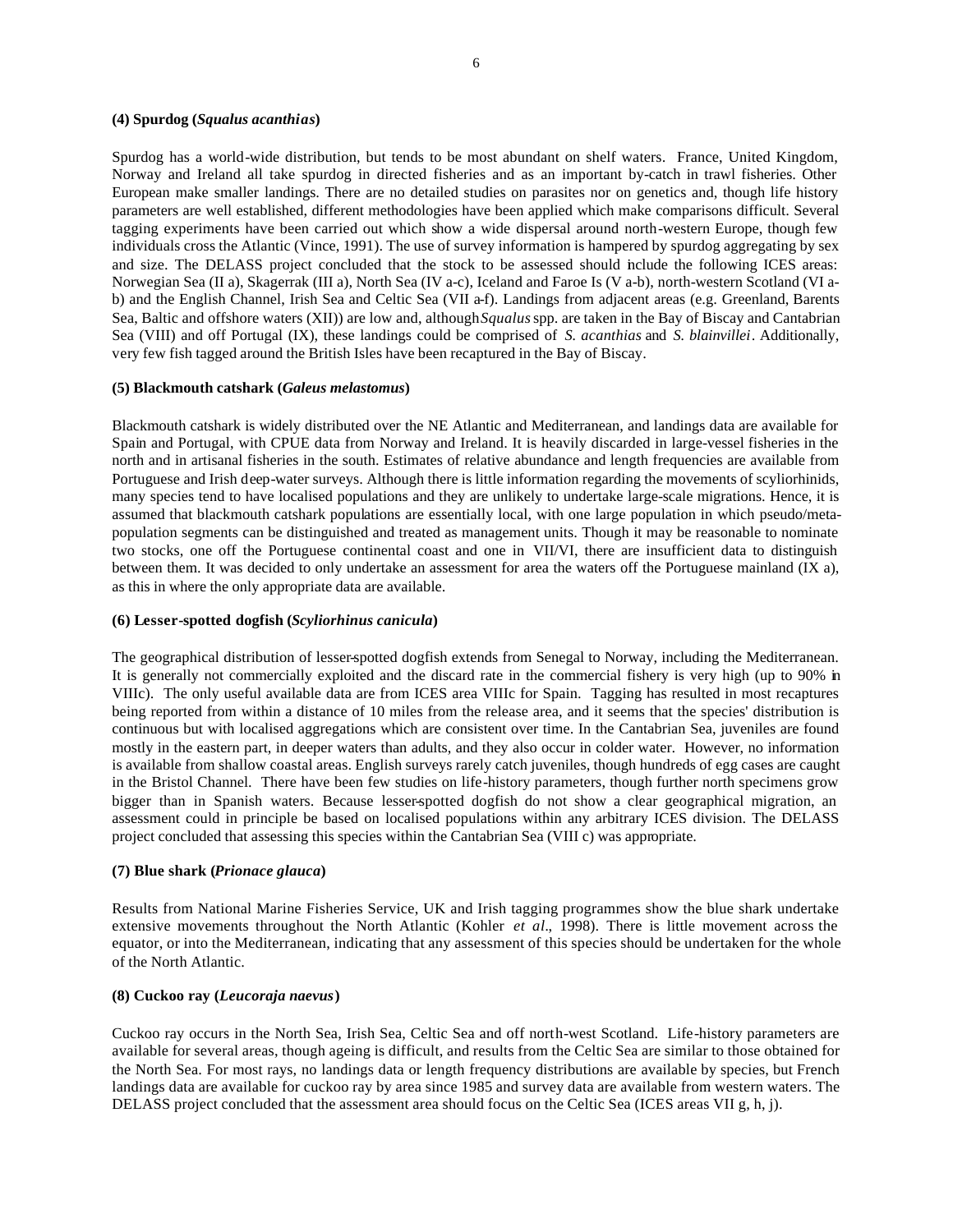**(4) Spurdog (*Squalus acanthias*)**

Spurdog has a world-wide distribution, but tends to be most abundant on shelf waters. France, United Kingdom, Norway and Ireland all take spurdog in directed fisheries and as an important by-catch in trawl fisheries. Other European make smaller landings. There are no detailed studies on parasites nor on genetics and, though life history parameters are well established, different methodologies have been applied which make comparisons difficult. Several tagging experiments have been carried out which show a wide dispersal around north-western Europe, though few individuals cross the Atlantic (Vince, 1991). The use of survey information is hampered by spurdog aggregating by sex and size. The DELASS project concluded that the stock to be assessed should include the following ICES areas: Norwegian Sea (II a), Skagerrak (III a), North Sea (IV a-c), Iceland and Faroe Is (V a-b), north-western Scotland (VI a-b) and the English Channel, Irish Sea and Celtic Sea (VII a-f). Landings from adjacent areas (e.g. Greenland, Barents Sea, Baltic and offshore waters (XII)) are low and, although *Squalus* spp. are taken in the Bay of Biscay and Cantabrian Sea (VIII) and off Portugal (IX), these landings could be comprised of *S. acanthias* and *S. blainvillei*. Additionally, very few fish tagged around the British Isles have been recaptured in the Bay of Biscay.

**(5) Blackmouth catshark (*Galeus melastomus*)**

Blackmouth catshark is widely distributed over the NE Atlantic and Mediterranean, and landings data are available for Spain and Portugal, with CPUE data from Norway and Ireland. It is heavily discarded in large-vessel fisheries in the north and in artisanal fisheries in the south. Estimates of relative abundance and length frequencies are available from Portuguese and Irish deep-water surveys. Although there is little information regarding the movements of scyliorhinids, many species tend to have localised populations and they are unlikely to undertake large-scale migrations. Hence, it is assumed that blackmouth catshark populations are essentially local, with one large population in which pseudo/meta-population segments can be distinguished and treated as management units. Though it may be reasonable to nominate two stocks, one off the Portuguese continental coast and one in VII/VI, there are insufficient data to distinguish between them. It was decided to only undertake an assessment for area the waters off the Portuguese mainland (IX a), as this in where the only appropriate data are available.

**(6) Lesser-spotted dogfish (*Scyliorhinus canicula*)**

The geographical distribution of lesser-spotted dogfish extends from Senegal to Norway, including the Mediterranean. It is generally not commercially exploited and the discard rate in the commercial fishery is very high (up to 90% in VIIIc). The only useful available data are from ICES area VIIIc for Spain. Tagging has resulted in most recaptures being reported from within a distance of 10 miles from the release area, and it seems that the species' distribution is continuous but with localised aggregations which are consistent over time. In the Cantabrian Sea, juveniles are found mostly in the eastern part, in deeper waters than adults, and they also occur in colder water. However, no information is available from shallow coastal areas. English surveys rarely catch juveniles, though hundreds of egg cases are caught in the Bristol Channel. There have been few studies on life-history parameters, though further north specimens grow bigger than in Spanish waters. Because lesser-spotted dogfish do not show a clear geographical migration, an assessment could in principle be based on localised populations within any arbitrary ICES division. The DELASS project concluded that assessing this species within the Cantabrian Sea (VIII c) was appropriate.

**(7) Blue shark (*Prionace glauca*)**

Results from National Marine Fisheries Service, UK and Irish tagging programmes show the blue shark undertake extensive movements throughout the North Atlantic (Kohler *et al*., 1998). There is little movement across the equator, or into the Mediterranean, indicating that any assessment of this species should be undertaken for the whole of the North Atlantic.

**(8) Cuckoo ray (*Leucoraja naevus*)**

Cuckoo ray occurs in the North Sea, Irish Sea, Celtic Sea and off north-west Scotland. Life-history parameters are available for several areas, though ageing is difficult, and results from the Celtic Sea are similar to those obtained for the North Sea. For most rays, no landings data or length frequency distributions are available by species, but French landings data are available for cuckoo ray by area since 1985 and survey data are available from western waters. The DELASS project concluded that the assessment area should focus on the Celtic Sea (ICES areas VII g, h, j).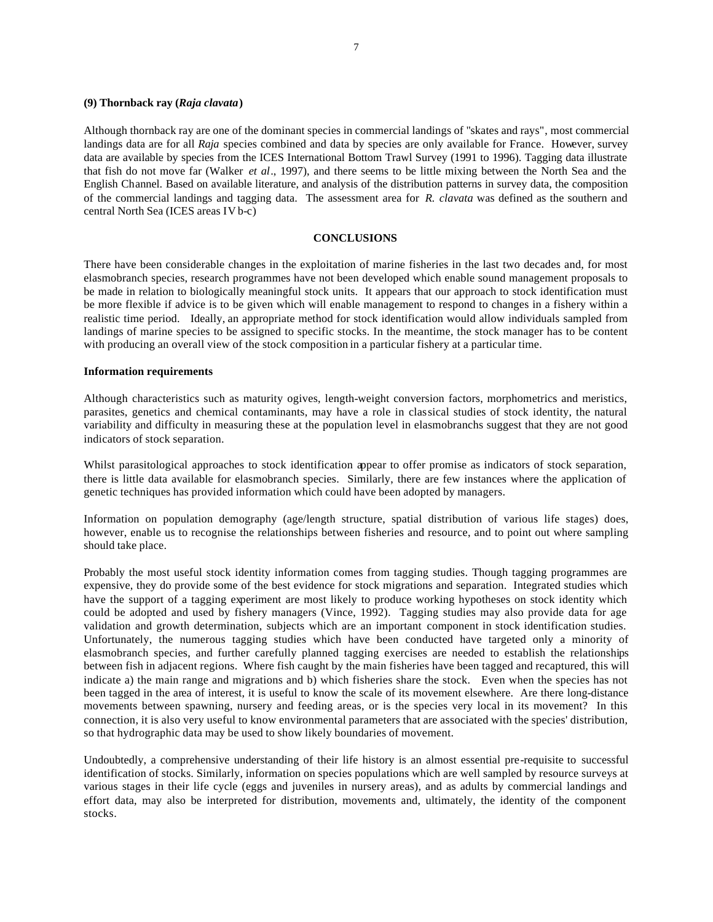**(9) Thornback ray (*Raja clavata*)**

Although thornback ray are one of the dominant species in commercial landings of "skates and rays", most commercial landings data are for all *Raja* species combined and data by species are only available for France. However, survey data are available by species from the ICES International Bottom Trawl Survey (1991 to 1996). Tagging data illustrate that fish do not move far (Walker *et al*., 1997), and there seems to be little mixing between the North Sea and the English Channel. Based on available literature, and analysis of the distribution patterns in survey data, the composition of the commercial landings and tagging data. The assessment area for *R. clavata* was defined as the southern and central North Sea (ICES areas IV b-c)

## CONCLUSIONS

There have been considerable changes in the exploitation of marine fisheries in the last two decades and, for most elasmobranch species, research programmes have not been developed which enable sound management proposals to be made in relation to biologically meaningful stock units. It appears that our approach to stock identification must be more flexible if advice is to be given which will enable management to respond to changes in a fishery within a realistic time period. Ideally, an appropriate method for stock identification would allow individuals sampled from landings of marine species to be assigned to specific stocks. In the meantime, the stock manager has to be content with producing an overall view of the stock composition in a particular fishery at a particular time.

**Information requirements**

Although characteristics such as maturity ogives, length-weight conversion factors, morphometrics and meristics, parasites, genetics and chemical contaminants, may have a role in classical studies of stock identity, the natural variability and difficulty in measuring these at the population level in elasmobranchs suggest that they are not good indicators of stock separation.

Whilst parasitological approaches to stock identification appear to offer promise as indicators of stock separation, there is little data available for elasmobranch species. Similarly, there are few instances where the application of genetic techniques has provided information which could have been adopted by managers.

Information on population demography (age/length structure, spatial distribution of various life stages) does, however, enable us to recognise the relationships between fisheries and resource, and to point out where sampling should take place.

Probably the most useful stock identity information comes from tagging studies. Though tagging programmes are expensive, they do provide some of the best evidence for stock migrations and separation. Integrated studies which have the support of a tagging experiment are most likely to produce working hypotheses on stock identity which could be adopted and used by fishery managers (Vince, 1992). Tagging studies may also provide data for age validation and growth determination, subjects which are an important component in stock identification studies. Unfortunately, the numerous tagging studies which have been conducted have targeted only a minority of elasmobranch species, and further carefully planned tagging exercises are needed to establish the relationships between fish in adjacent regions. Where fish caught by the main fisheries have been tagged and recaptured, this will indicate a) the main range and migrations and b) which fisheries share the stock. Even when the species has not been tagged in the area of interest, it is useful to know the scale of its movement elsewhere. Are there long-distance movements between spawning, nursery and feeding areas, or is the species very local in its movement? In this connection, it is also very useful to know environmental parameters that are associated with the species' distribution, so that hydrographic data may be used to show likely boundaries of movement.

Undoubtedly, a comprehensive understanding of their life history is an almost essential pre-requisite to successful identification of stocks. Similarly, information on species populations which are well sampled by resource surveys at various stages in their life cycle (eggs and juveniles in nursery areas), and as adults by commercial landings and effort data, may also be interpreted for distribution, movements and, ultimately, the identity of the component stocks.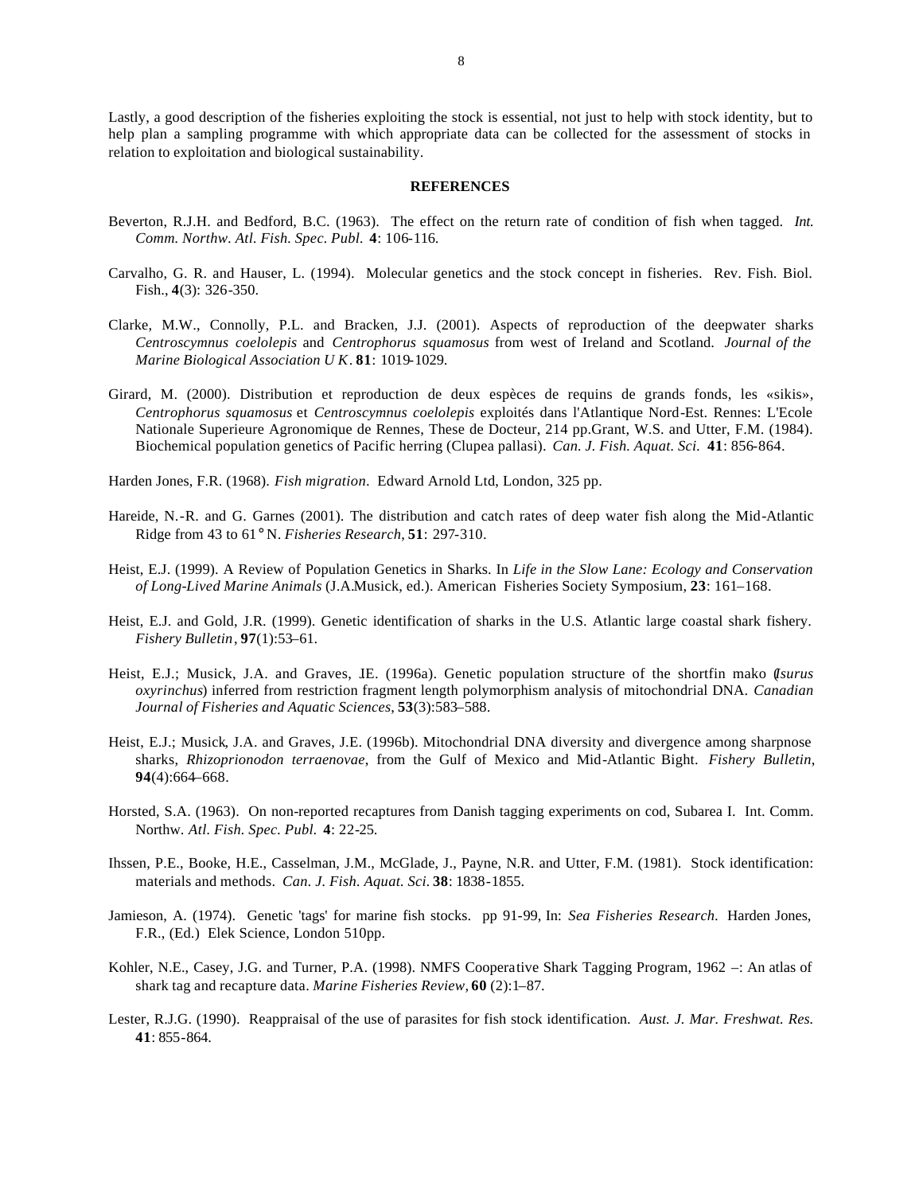Lastly, a good description of the fisheries exploiting the stock is essential, not just to help with stock identity, but to help plan a sampling programme with which appropriate data can be collected for the assessment of stocks in relation to exploitation and biological sustainability.

**REFERENCES**

Beverton, R.J.H. and Bedford, B.C. (1963). The effect on the return rate of condition of fish when tagged. *Int. Comm. Northw. Atl. Fish. Spec. Publ.* **4**: 106-116.

Carvalho, G. R. and Hauser, L. (1994). Molecular genetics and the stock concept in fisheries. Rev. Fish. Biol. Fish., **4**(3): 326-350.

Clarke, M.W., Connolly, P.L. and Bracken, J.J. (2001). Aspects of reproduction of the deepwater sharks *Centroscymnus coelolepis* and *Centrophorus squamosus* from west of Ireland and Scotland. *Journal of the Marine Biological Association U K*. **81**: 1019-1029.

Girard, M. (2000). Distribution et reproduction de deux espèces de requins de grands fonds, les «sikis», *Centrophorus squamosus* et *Centroscymnus coelolepis* exploités dans l'Atlantique Nord-Est. Rennes: L'Ecole Nationale Superieure Agronomique de Rennes, These de Docteur, 214 pp.Grant, W.S. and Utter, F.M. (1984). Biochemical population genetics of Pacific herring (Clupea pallasi). *Can. J. Fish. Aquat. Sci.* **41**: 856-864.

Harden Jones, F.R. (1968). *Fish migration*. Edward Arnold Ltd, London, 325 pp.

Hareide, N.-R. and G. Garnes (2001). The distribution and catch rates of deep water fish along the Mid-Atlantic Ridge from 43 to 61° N. *Fisheries Research*, **51**: 297-310.

Heist, E.J. (1999). A Review of Population Genetics in Sharks. In *Life in the Slow Lane: Ecology and Conservation of Long-Lived Marine Animals* (J.A.Musick, ed.). American Fisheries Society Symposium, **23**: 161–168.

Heist, E.J. and Gold, J.R. (1999). Genetic identification of sharks in the U.S. Atlantic large coastal shark fishery. *Fishery Bulletin*, **97**(1):53–61.

Heist, E.J.; Musick, J.A. and Graves, J.E. (1996a). Genetic population structure of the shortfin mako (*Isurus oxyrinchus*) inferred from restriction fragment length polymorphism analysis of mitochondrial DNA. *Canadian Journal of Fisheries and Aquatic Sciences*, **53**(3):583–588.

Heist, E.J.; Musick, J.A. and Graves, J.E. (1996b). Mitochondrial DNA diversity and divergence among sharpnose sharks, *Rhizoprionodon terraenovae*, from the Gulf of Mexico and Mid-Atlantic Bight. *Fishery Bulletin*, **94**(4):664–668.

Horsted, S.A. (1963). On non-reported recaptures from Danish tagging experiments on cod, Subarea I. Int. Comm. Northw. *Atl. Fish. Spec. Publ.* **4**: 22-25.

Ihssen, P.E., Booke, H.E., Casselman, J.M., McGlade, J., Payne, N.R. and Utter, F.M. (1981). Stock identification: materials and methods. *Can. J. Fish. Aquat. Sci.* **38**: 1838-1855.

Jamieson, A. (1974). Genetic 'tags' for marine fish stocks. pp 91-99, In: *Sea Fisheries Research*. Harden Jones, F.R., (Ed.) Elek Science, London 510pp.

Kohler, N.E., Casey, J.G. and Turner, P.A. (1998). NMFS Cooperative Shark Tagging Program, 1962 –: An atlas of shark tag and recapture data. *Marine Fisheries Review*, **60** (2):1–87.

Lester, R.J.G. (1990). Reappraisal of the use of parasites for fish stock identification. *Aust. J. Mar. Freshwat. Res.* **41**: 855-864.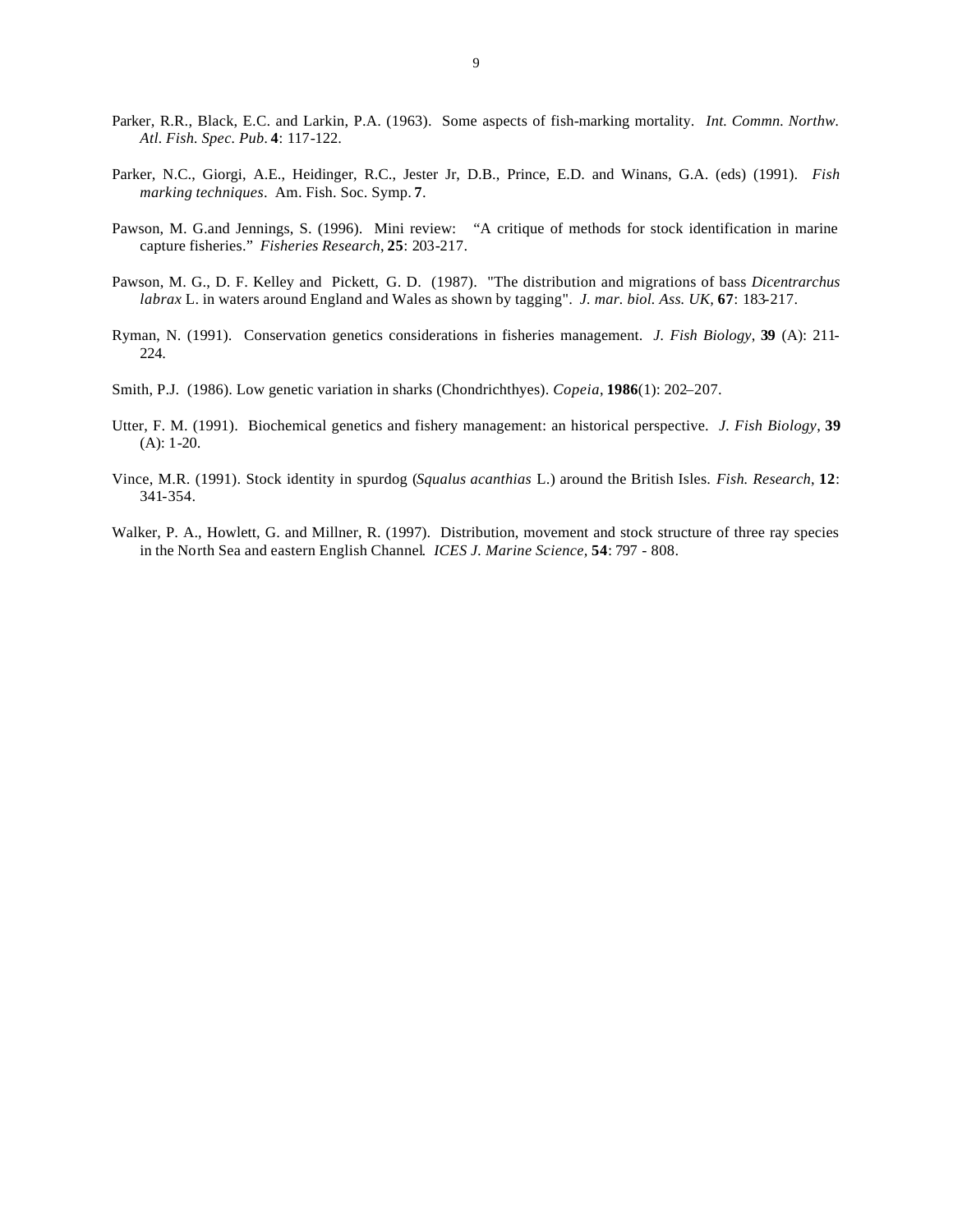Parker, R.R., Black, E.C. and Larkin, P.A. (1963). Some aspects of fish-marking mortality. *Int. Commn. Northw. Atl. Fish. Spec. Pub.* **4**: 117-122.

Parker, N.C., Giorgi, A.E., Heidinger, R.C., Jester Jr, D.B., Prince, E.D. and Winans, G.A. (eds) (1991). *Fish marking techniques*. Am. Fish. Soc. Symp. **7**.

Pawson, M. G.and Jennings, S. (1996). Mini review: "A critique of methods for stock identification in marine capture fisheries." *Fisheries Research*, **25**: 203-217.

Pawson, M. G., D. F. Kelley and Pickett, G. D. (1987). "The distribution and migrations of bass *Dicentrarchus labrax* L. in waters around England and Wales as shown by tagging". *J. mar. biol. Ass. UK*, **67**: 183-217.

Ryman, N. (1991). Conservation genetics considerations in fisheries management. *J. Fish Biology*, **39** (A): 211-224.

Smith, P.J. (1986). Low genetic variation in sharks (Chondrichthyes). *Copeia*, **1986**(1): 202–207.

Utter, F. M. (1991). Biochemical genetics and fishery management: an historical perspective. *J. Fish Biology*, **39** (A): 1-20.

Vince, M.R. (1991). Stock identity in spurdog (*Squalus acanthias* L.) around the British Isles. *Fish. Research*, **12**: 341-354.

Walker, P. A., Howlett, G. and Millner, R. (1997). Distribution, movement and stock structure of three ray species in the North Sea and eastern English Channel. *ICES J. Marine Science*, **54**: 797 - 808.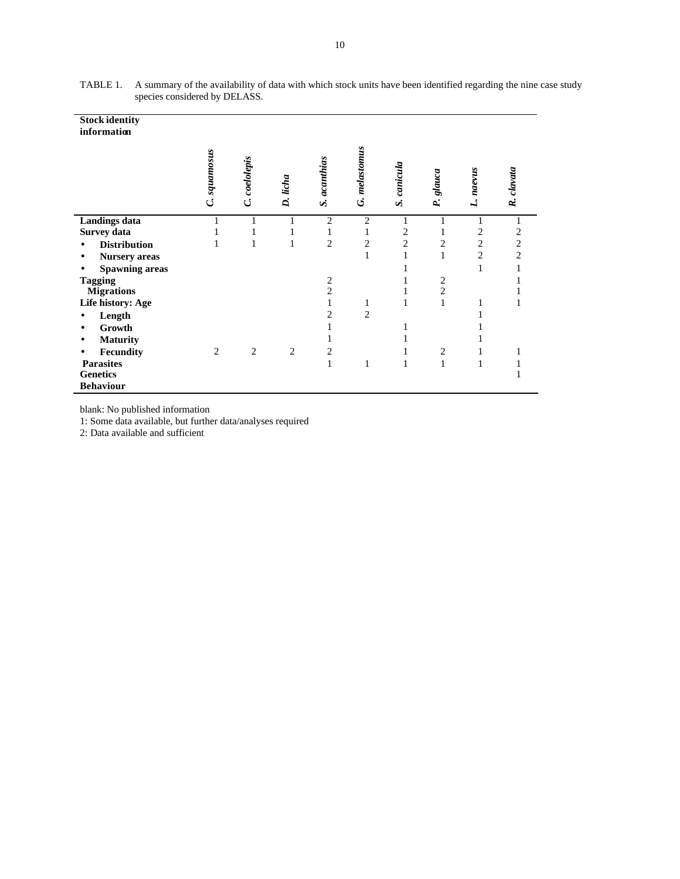TABLE 1. A summary of the availability of data with which stock units have been identified regarding the nine case study species considered by DELASS.

| **Stock identity information** | ***C. squamosus*** | ***C. coelolepis*** | ***D. licha*** | ***S. acanthias*** | ***G. melastomus*** | ***S. canicula*** | ***P. glauca*** | ***L. naevus*** | ***R. clavata*** |
|---|---|---|---|---|---|---|---|---|---|
| **Landings data** | 1 | 1 | 1 | 2 | 2 | 1 | 1 | 1 | 1 |
| **Survey data** | 1 | 1 | 1 | 1 | 1 | 2 | 1 | 2 | 2 |
| • **Distribution** | 1 | 1 | 1 | 2 | 2 | 2 | 2 | 2 | 2 |
| • **Nursery areas** | | | | | 1 | 1 | 1 | 2 | 2 |
| • **Spawning areas** | | | | | | 1 | | 1 | 1 |
| **Tagging** | | | | 2 | | 1 | 2 | | 1 |
| **Migrations** | | | | 2 | | 1 | 2 | | 1 |
| **Life history: Age** | | | | 1 | 1 | 1 | 1 | 1 | 1 |
| • **Length** | | | | 2 | 2 | | | 1 | |
| • **Growth** | | | | 1 | | 1 | | 1 | |
| • **Maturity** | | | | 1 | | 1 | | 1 | |
| • **Fecundity** | 2 | 2 | 2 | 2 | | 1 | 2 | 1 | 1 |
| **Parasites** | | | | 1 | 1 | 1 | 1 | 1 | 1 |
| **Genetics** | | | | | | | | | 1 |
| **Behaviour** | | | | | | | | | |

blank: No published information

1: Some data available, but further data/analyses required

2: Data available and sufficient